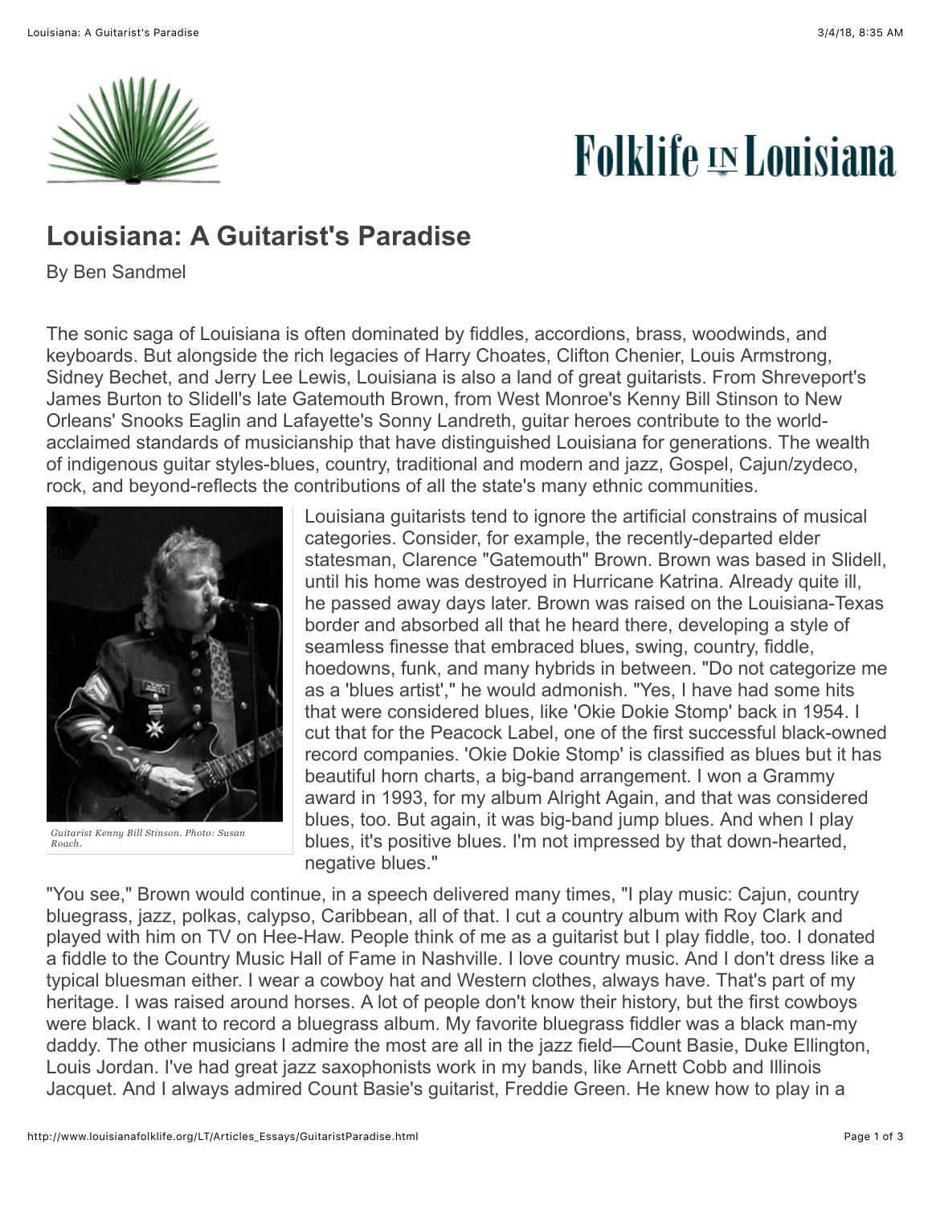Folklife in Louisiana

# Louisiana: A Guitarist's Paradise

By Ben Sandmel

The sonic saga of Louisiana is often dominated by fiddles, accordions, brass, woodwinds, and keyboards. But alongside the rich legacies of Harry Choates, Clifton Chenier, Louis Armstrong, Sidney Bechet, and Jerry Lee Lewis, Louisiana is also a land of great guitarists. From Shreveport's James Burton to Slidell's late Gatemouth Brown, from West Monroe's Kenny Bill Stinson to New Orleans' Snooks Eaglin and Lafayette's Sonny Landreth, guitar heroes contribute to the world-acclaimed standards of musicianship that have distinguished Louisiana for generations. The wealth of indigenous guitar styles-blues, country, traditional and modern and jazz, Gospel, Cajun/zydeco, rock, and beyond-reflects the contributions of all the state's many ethnic communities.

*Guitarist Kenny Bill Stinson. Photo: Susan Roach.*

Louisiana guitarists tend to ignore the artificial constrains of musical categories. Consider, for example, the recently-departed elder statesman, Clarence "Gatemouth" Brown. Brown was based in Slidell, until his home was destroyed in Hurricane Katrina. Already quite ill, he passed away days later. Brown was raised on the Louisiana-Texas border and absorbed all that he heard there, developing a style of seamless finesse that embraced blues, swing, country, fiddle, hoedowns, funk, and many hybrids in between. "Do not categorize me as a 'blues artist'," he would admonish. "Yes, I have had some hits that were considered blues, like 'Okie Dokie Stomp' back in 1954. I cut that for the Peacock Label, one of the first successful black-owned record companies. 'Okie Dokie Stomp' is classified as blues but it has beautiful horn charts, a big-band arrangement. I won a Grammy award in 1993, for my album Alright Again, and that was considered blues, too. But again, it was big-band jump blues. And when I play blues, it's positive blues. I'm not impressed by that down-hearted, negative blues."

"You see," Brown would continue, in a speech delivered many times, "I play music: Cajun, country bluegrass, jazz, polkas, calypso, Caribbean, all of that. I cut a country album with Roy Clark and played with him on TV on Hee-Haw. People think of me as a guitarist but I play fiddle, too. I donated a fiddle to the Country Music Hall of Fame in Nashville. I love country music. And I don't dress like a typical bluesman either. I wear a cowboy hat and Western clothes, always have. That's part of my heritage. I was raised around horses. A lot of people don't know their history, but the first cowboys were black. I want to record a bluegrass album. My favorite bluegrass fiddler was a black man-my daddy. The other musicians I admire the most are all in the jazz field—Count Basie, Duke Ellington, Louis Jordan. I've had great jazz saxophonists work in my bands, like Arnett Cobb and Illinois Jacquet. And I always admired Count Basie's guitarist, Freddie Green. He knew how to play in a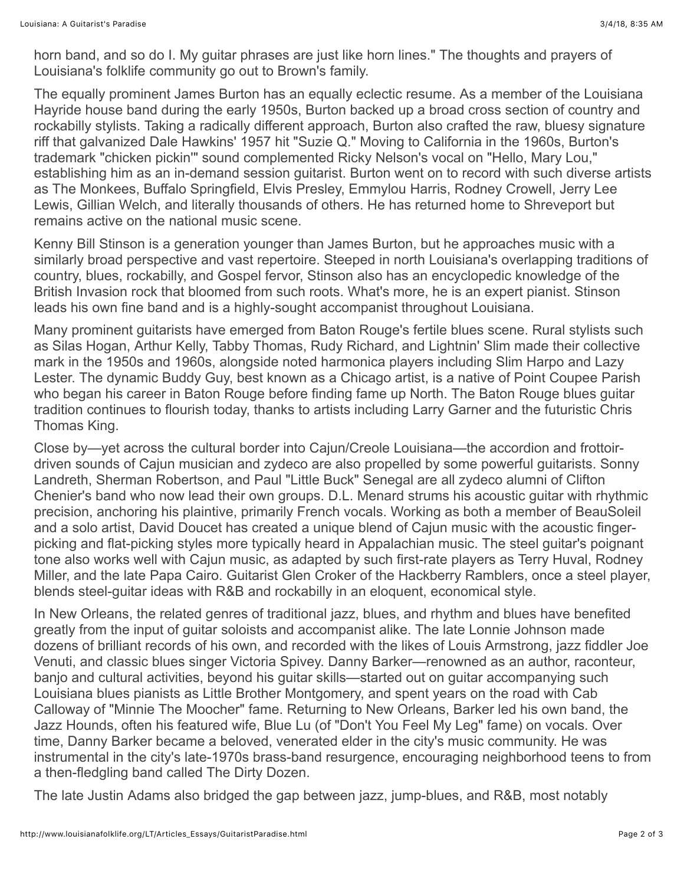horn band, and so do I. My guitar phrases are just like horn lines." The thoughts and prayers of Louisiana's folklife community go out to Brown's family.

The equally prominent James Burton has an equally eclectic resume. As a member of the Louisiana Hayride house band during the early 1950s, Burton backed up a broad cross section of country and rockabilly stylists. Taking a radically different approach, Burton also crafted the raw, bluesy signature riff that galvanized Dale Hawkins' 1957 hit "Suzie Q." Moving to California in the 1960s, Burton's trademark "chicken pickin'" sound complemented Ricky Nelson's vocal on "Hello, Mary Lou," establishing him as an in-demand session guitarist. Burton went on to record with such diverse artists as The Monkees, Buffalo Springfield, Elvis Presley, Emmylou Harris, Rodney Crowell, Jerry Lee Lewis, Gillian Welch, and literally thousands of others. He has returned home to Shreveport but remains active on the national music scene.

Kenny Bill Stinson is a generation younger than James Burton, but he approaches music with a similarly broad perspective and vast repertoire. Steeped in north Louisiana's overlapping traditions of country, blues, rockabilly, and Gospel fervor, Stinson also has an encyclopedic knowledge of the British Invasion rock that bloomed from such roots. What's more, he is an expert pianist. Stinson leads his own fine band and is a highly-sought accompanist throughout Louisiana.

Many prominent guitarists have emerged from Baton Rouge's fertile blues scene. Rural stylists such as Silas Hogan, Arthur Kelly, Tabby Thomas, Rudy Richard, and Lightnin' Slim made their collective mark in the 1950s and 1960s, alongside noted harmonica players including Slim Harpo and Lazy Lester. The dynamic Buddy Guy, best known as a Chicago artist, is a native of Point Coupee Parish who began his career in Baton Rouge before finding fame up North. The Baton Rouge blues guitar tradition continues to flourish today, thanks to artists including Larry Garner and the futuristic Chris Thomas King.

Close by—yet across the cultural border into Cajun/Creole Louisiana—the accordion and frottoir-driven sounds of Cajun musician and zydeco are also propelled by some powerful guitarists. Sonny Landreth, Sherman Robertson, and Paul "Little Buck" Senegal are all zydeco alumni of Clifton Chenier's band who now lead their own groups. D.L. Menard strums his acoustic guitar with rhythmic precision, anchoring his plaintive, primarily French vocals. Working as both a member of BeauSoleil and a solo artist, David Doucet has created a unique blend of Cajun music with the acoustic finger-picking and flat-picking styles more typically heard in Appalachian music. The steel guitar's poignant tone also works well with Cajun music, as adapted by such first-rate players as Terry Huval, Rodney Miller, and the late Papa Cairo. Guitarist Glen Croker of the Hackberry Ramblers, once a steel player, blends steel-guitar ideas with R&B and rockabilly in an eloquent, economical style.

In New Orleans, the related genres of traditional jazz, blues, and rhythm and blues have benefited greatly from the input of guitar soloists and accompanist alike. The late Lonnie Johnson made dozens of brilliant records of his own, and recorded with the likes of Louis Armstrong, jazz fiddler Joe Venuti, and classic blues singer Victoria Spivey. Danny Barker—renowned as an author, raconteur, banjo and cultural activities, beyond his guitar skills—started out on guitar accompanying such Louisiana blues pianists as Little Brother Montgomery, and spent years on the road with Cab Calloway of "Minnie The Moocher" fame. Returning to New Orleans, Barker led his own band, the Jazz Hounds, often his featured wife, Blue Lu (of "Don't You Feel My Leg" fame) on vocals. Over time, Danny Barker became a beloved, venerated elder in the city's music community. He was instrumental in the city's late-1970s brass-band resurgence, encouraging neighborhood teens to from a then-fledgling band called The Dirty Dozen.

The late Justin Adams also bridged the gap between jazz, jump-blues, and R&B, most notably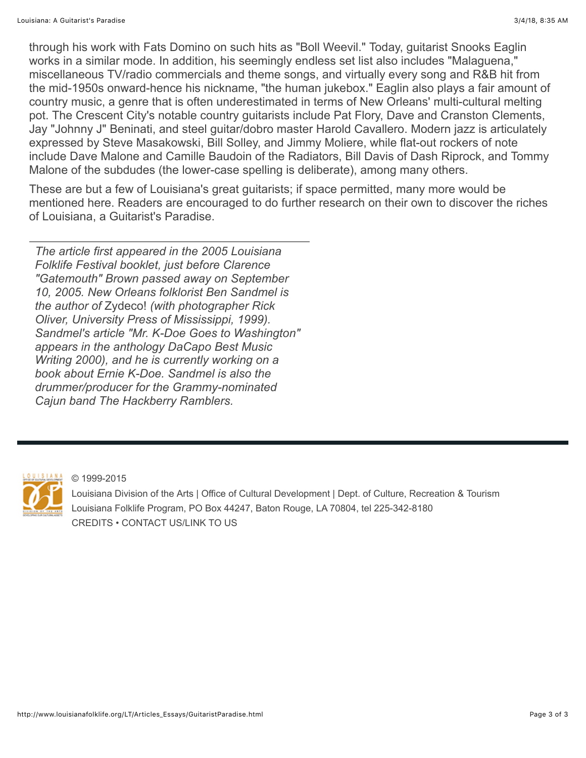through his work with Fats Domino on such hits as "Boll Weevil." Today, guitarist Snooks Eaglin works in a similar mode. In addition, his seemingly endless set list also includes "Malaguena," miscellaneous TV/radio commercials and theme songs, and virtually every song and R&B hit from the mid-1950s onward-hence his nickname, "the human jukebox." Eaglin also plays a fair amount of country music, a genre that is often underestimated in terms of New Orleans' multi-cultural melting pot. The Crescent City's notable country guitarists include Pat Flory, Dave and Cranston Clements, Jay "Johnny J" Beninati, and steel guitar/dobro master Harold Cavallero. Modern jazz is articulately expressed by Steve Masakowski, Bill Solley, and Jimmy Moliere, while flat-out rockers of note include Dave Malone and Camille Baudoin of the Radiators, Bill Davis of Dash Riprock, and Tommy Malone of the subdudes (the lower-case spelling is deliberate), among many others.

These are but a few of Louisiana's great guitarists; if space permitted, many more would be mentioned here. Readers are encouraged to do further research on their own to discover the riches of Louisiana, a Guitarist's Paradise.

---

*The article first appeared in the 2005 Louisiana Folklife Festival booklet, just before Clarence "Gatemouth" Brown passed away on September 10, 2005. New Orleans folklorist Ben Sandmel is the author of* Zydeco! *(with photographer Rick Oliver, University Press of Mississippi, 1999). Sandmel's article "Mr. K-Doe Goes to Washington" appears in the anthology DaCapo Best Music Writing 2000), and he is currently working on a book about Ernie K-Doe. Sandmel is also the drummer/producer for the Grammy-nominated Cajun band The Hackberry Ramblers.*

---

© 1999-2015

Louisiana Division of the Arts | Office of Cultural Development | Dept. of Culture, Recreation & Tourism

Louisiana Folklife Program, PO Box 44247, Baton Rouge, LA 70804, tel 225-342-8180

CREDITS • CONTACT US/LINK TO US